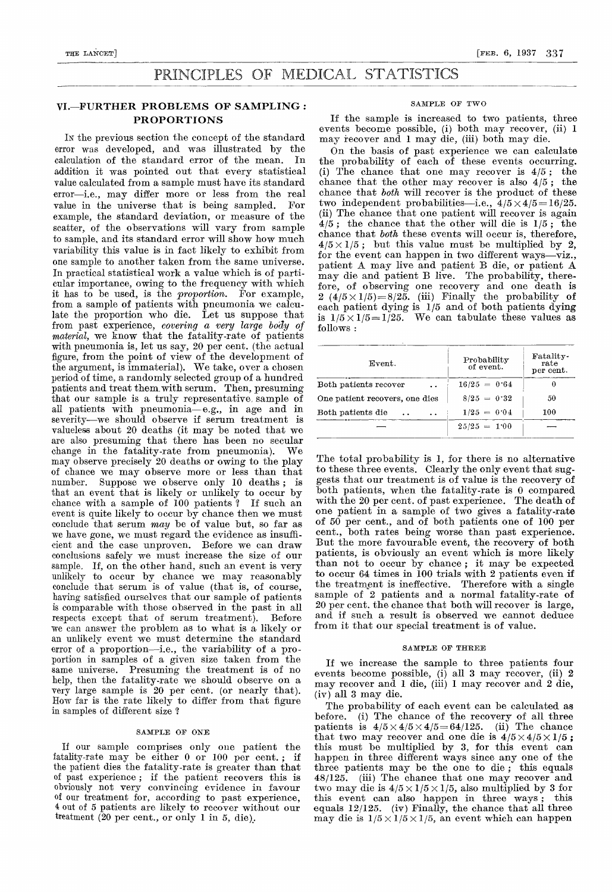# PRINCIPLES OF MEDICAL STATISTICS

## VI.—FURTHER PROBLEMS OF SAMPLING: PROPORTIONS

In the previous section the concept of the standard error was developed, and was illustrated by the calculation of the standard error of the mean. In addition it was pointed out that every statistical value calculated from a sample must have its standard error—i.e., may differ more or less from the real value in the universe that is being sampled. For example, the standard deviation, or measure of the scatter, of the observations will vary from sample to sample, and its standard error will show how much variability this value is in fact likely to exhibit from one sample to another taken from the same universe. In practical statistical work a value which is of particular importance, owing to the frequency with which it has to be used, is the *proportion*. For example, from a sample of patients with pneumonia we calculate the proportion who die. Let us suppose that from past experience, *covering a very large body of material*, we know that the fatality-rate of patients with pneumonia is, let us say, 20 per cent. (the actual figure, from the point of view of the development of the argument, is immaterial). We take, over a chosen period of time, a randomly selected group of a hundred patients and treat them with serum. Then, presuming that our sample is a truly representative sample of all patients with pneumonia—e.g., in age and in severity—we should observe if serum treatment is valueless about 20 deaths (it may be noted that we are also presuming that there has been no secular change in the fatality-rate from pneumonia). We may observe precisely 20 deaths or owing to the play of chance we may observe more or less than that number. Suppose we observe only 10 deaths; is that an event that is likely or unlikely to occur by chance with a sample of 100 patients? If such an event is quite likely to occur by chance then we must conclude that serum *may* be of value but, so far as we have gone, we must regard the evidence as insufficient and the case unproven. Before we can draw conclusions safely we must increase the size of our sample. If, on the other hand, such an event is very unlikely to occur by chance we may reasonably conclude that serum is of value (that is, of course, having satisfied ourselves that our sample of patients is comparable with those observed in the past in all respects except that of serum treatment). Before we can answer the problem as to what is a likely or an unlikely event we must determine the standard error of a proportion—i.e., the variability of a proportion in samples of a given size taken from the same universe. Presuming the treatment is of no help, then the fatality-rate we should observe on a very large sample is 20 per cent. (or nearly that). How far is the rate likely to differ from that figure in samples of different size?

### SAMPLE OF ONE

If our sample comprises only one patient the fatality-rate may be either 0 or 100 per cent.; if the patient dies the fatality-rate is greater than that of past experience; if the patient recovers this is obviously not very convincing evidence in favour of our treatment for, according to past experience, 4 out of 5 patients are likely to recover without our treatment (20 per cent., or only 1 in 5, die).

### SAMPLE OF TWO

If the sample is increased to two patients, three events become possible, (i) both may recover, (ii) 1 may recover and 1 may die, (iii) both may die.

On the basis of past experience we can calculate the probability of each of these events occurring. (i) The chance that one may recover is 4/5; the chance that the other may recover is also 4/5; the chance that *both* will recover is the product of these two independent probabilities—i.e., $4/5 \times 4/5 = 16/25$. (ii) The chance that one patient will recover is again 4/5; the chance that the other will die is 1/5; the chance that *both* these events will occur is, therefore, $4/5 \times 1/5$; but this value must be multiplied by 2, for the event can happen in two different ways—viz., patient A may live and patient B die, or patient A may die and patient B live. The probability, therefore, of observing one recovery and one death is $2\ (4/5 \times 1/5) = 8/25$. (iii) Finally the probability of each patient dying is 1/5 and of both patients dying is $1/5 \times 1/5 = 1/25$. We can tabulate these values as follows:

| Event. | Probability of event. | Fatality-rate per cent. |
|---|---|---|
| Both patients recover | 16/25 = 0·64 | 0 |
| One patient recovers, one dies | 8/25 = 0·32 | 50 |
| Both patients die | 1/25 = 0·04 | 100 |
| — | 25/25 = 1·00 | — |

The total probability is 1, for there is no alternative to these three events. Clearly the only event that suggests that our treatment is of value is the recovery of both patients, when the fatality-rate is 0 compared with the 20 per cent. of past experience. The death of one patient in a sample of two gives a fatality-rate of 50 per cent., and of both patients one of 100 per cent., both rates being worse than past experience. But the more favourable event, the recovery of both patients, is obviously an event which is more likely than not to occur by chance; it may be expected to occur 64 times in 100 trials with 2 patients even if the treatment is ineffective. Therefore with a single sample of 2 patients and a normal fatality-rate of 20 per cent. the chance that both will recover is large, and if such a result is observed we cannot deduce from it that our special treatment is of value.

### SAMPLE OF THREE

If we increase the sample to three patients four events become possible, (i) all 3 may recover, (ii) 2 may recover and 1 die, (iii) 1 may recover and 2 die, (iv) all 3 may die.

The probability of each event can be calculated as before. (i) The chance of the recovery of all three patients is $4/5 \times 4/5 \times 4/5 = 64/125$. (ii) The chance that two may recover and one die is $4/5 \times 4/5 \times 1/5$; this must be multiplied by 3, for this event can happen in three different ways since any one of the three patients may be the one to die; this equals 48/125. (iii) The chance that one may recover and two may die is $4/5 \times 1/5 \times 1/5$, also multiplied by 3 for this event can also happen in three ways; this equals 12/125. (iv) Finally, the chance that all three may die is $1/5 \times 1/5 \times 1/5$, an event which can happen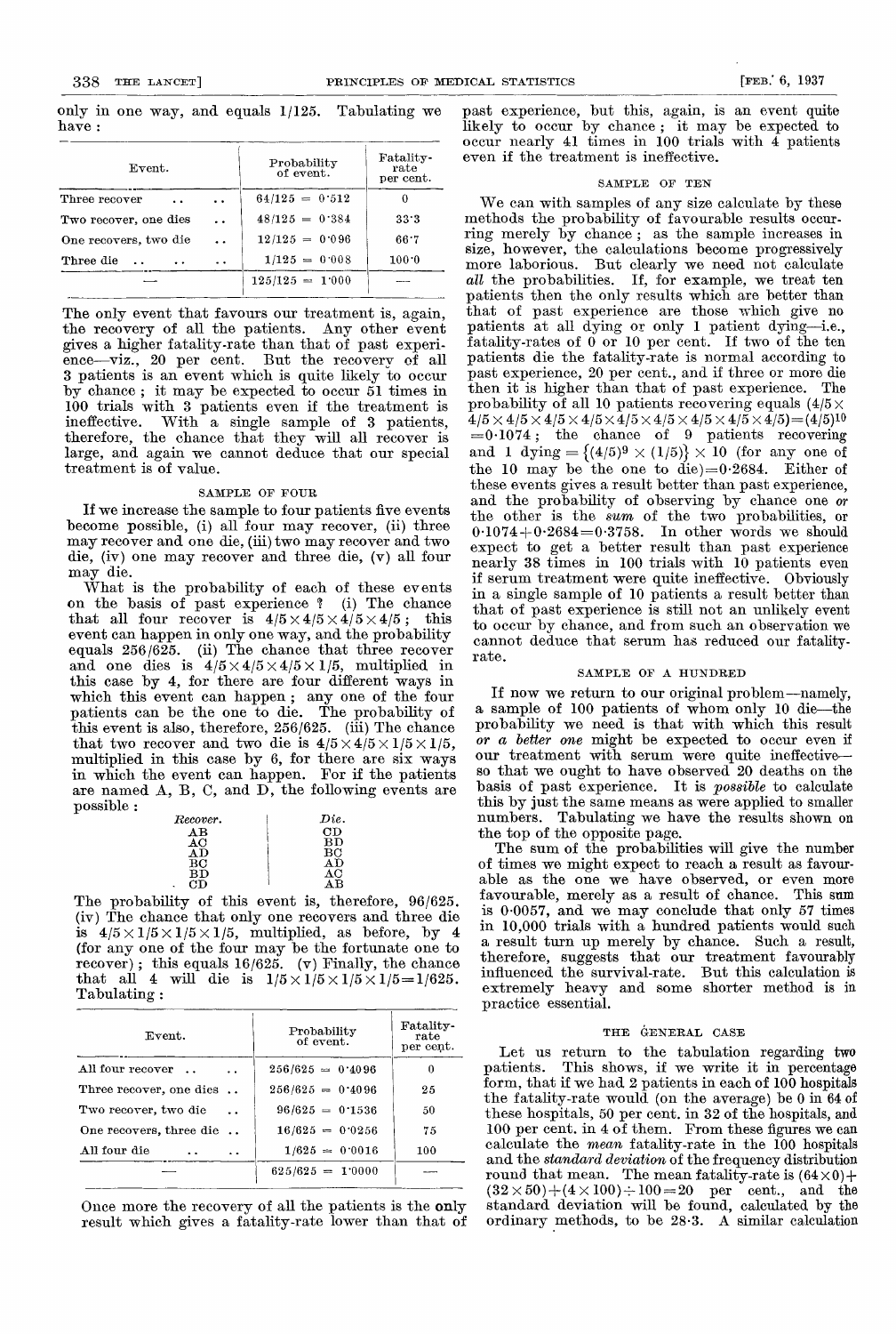only in one way, and equals 1/125. Tabulating we have :

| Event. | Probability of event. | Fatality-rate per cent. |
|---|---|---|
| Three recover .. .. | 64/125 = 0·512 | 0 |
| Two recover, one dies .. | 48/125 = 0·384 | 33·3 |
| One recovers, two die .. | 12/125 = 0·096 | 66·7 |
| Three die .. .. .. | 1/125 = 0·008 | 100·0 |
| — | 125/125 = 1·000 | — |

The only event that favours our treatment is, again, the recovery of all the patients. Any other event gives a higher fatality-rate than that of past experience—viz., 20 per cent. But the recovery of all 3 patients is an event which is quite likely to occur by chance ; it may be expected to occur 51 times in 100 trials with 3 patients even if the treatment is ineffective. With a single sample of 3 patients, therefore, the chance that they will all recover is large, and again we cannot deduce that our special treatment is of value.

### SAMPLE OF FOUR

If we increase the sample to four patients five events become possible, (i) all four may recover, (ii) three may recover and one die, (iii) two may recover and two die, (iv) one may recover and three die, (v) all four may die.

What is the probability of each of these events on the basis of past experience ? (i) The chance that all four recover is $4/5 \times 4/5 \times 4/5 \times 4/5$ ; this event can happen in only one way, and the probability equals 256/625. (ii) The chance that three recover and one dies is $4/5 \times 4/5 \times 4/5 \times 1/5$, multiplied in this case by 4, for there are four different ways in which this event can happen ; any one of the four patients can be the one to die. The probability of this event is also, therefore, 256/625. (iii) The chance that two recover and two die is $4/5 \times 4/5 \times 1/5 \times 1/5$, multiplied in this case by 6, for there are six ways in which the event can happen. For if the patients are named A, B, C, and D, the following events are possible :

| *Recover.* | *Die.* |
|---|---|
| AB | CD |
| AC | BD |
| AD | BC |
| BC | AD |
| BD | AC |
| CD | AB |

The probability of this event is, therefore, 96/625. (iv) The chance that only one recovers and three die is $4/5 \times 1/5 \times 1/5 \times 1/5$, multiplied, as before, by 4 (for any one of the four may be the fortunate one to recover) ; this equals 16/625. (v) Finally, the chance that all 4 will die is $1/5 \times 1/5 \times 1/5 \times 1/5 = 1/625$. Tabulating :

| Event. | Probability of event. | Fatality-rate per cent. |
|---|---|---|
| All four recover .. .. | 256/625 = 0·4096 | 0 |
| Three recover, one dies .. | 256/625 = 0·4096 | 25 |
| Two recover, two die .. | 96/625 = 0·1536 | 50 |
| One recovers, three die .. | 16/625 = 0·0256 | 75 |
| All four die .. .. | 1/625 = 0·0016 | 100 |
| — | 625/625 = 1·0000 | — |

Once more the recovery of all the patients is the only result which gives a fatality-rate lower than that of past experience, but this, again, is an event quite likely to occur by chance ; it may be expected to occur nearly 41 times in 100 trials with 4 patients even if the treatment is ineffective.

### SAMPLE OF TEN

We can with samples of any size calculate by these methods the probability of favourable results occurring merely by chance ; as the sample increases in size, however, the calculations become progressively more laborious. But clearly we need not calculate *all* the probabilities. If, for example, we treat ten patients then the only results which are better than that of past experience are those which give no patients at all dying or only 1 patient dying—i.e., fatality-rates of 0 or 10 per cent. If two of the ten patients die the fatality-rate is normal according to past experience, 20 per cent., and if three or more die then it is higher than that of past experience. The probability of all 10 patients recovering equals ($4/5 \times 4/5 \times 4/5 \times 4/5 \times 4/5 \times 4/5 \times 4/5 \times 4/5 \times 4/5 \times 4/5$) $= (4/5)^{10} = 0{\cdot}1074$ ; the chance of 9 patients recovering and 1 dying $= \{(4/5)^9 \times (1/5)\} \times 10$ (for any one of the 10 may be the one to die)$=0{\cdot}2684$. Either of these events gives a result better than past experience, and the probability of observing by chance one *or* the other is the *sum* of the two probabilities, or $0{\cdot}1074 + 0{\cdot}2684 = 0{\cdot}3758$. In other words we should expect to get a better result than past experience nearly 38 times in 100 trials with 10 patients even if serum treatment were quite ineffective. Obviously in a single sample of 10 patients a result better than that of past experience is still not an unlikely event to occur by chance, and from such an observation we cannot deduce that serum has reduced our fatality-rate.

### SAMPLE OF A HUNDRED

If now we return to our original problem—namely, a sample of 100 patients of whom only 10 die—the probability we need is that with which this result *or a better one* might be expected to occur even if our treatment with serum were quite ineffective—so that we ought to have observed 20 deaths on the basis of past experience. It is *possible* to calculate this by just the same means as were applied to smaller numbers. Tabulating we have the results shown on the top of the opposite page.

The sum of the probabilities will give the number of times we might expect to reach a result as favourable as the one we have observed, or even more favourable, merely as a result of chance. This sum is 0·0057, and we may conclude that only 57 times in 10,000 trials with a hundred patients would such a result turn up merely by chance. Such a result, therefore, suggests that our treatment favourably influenced the survival-rate. But this calculation is extremely heavy and some shorter method is in practice essential.

### THE GENERAL CASE

Let us return to the tabulation regarding two patients. This shows, if we write it in percentage form, that if we had 2 patients in each of 100 hospitals the fatality-rate would (on the average) be 0 in 64 of these hospitals, 50 per cent. in 32 of the hospitals, and 100 per cent. in 4 of them. From these figures we can calculate the *mean* fatality-rate in the 100 hospitals and the *standard deviation* of the frequency distribution round that mean. The mean fatality-rate is $(64 \times 0) + (32 \times 50) + (4 \times 100) \div 100 = 20$ per cent., and the standard deviation will be found, calculated by the ordinary methods, to be 28·3. A similar calculation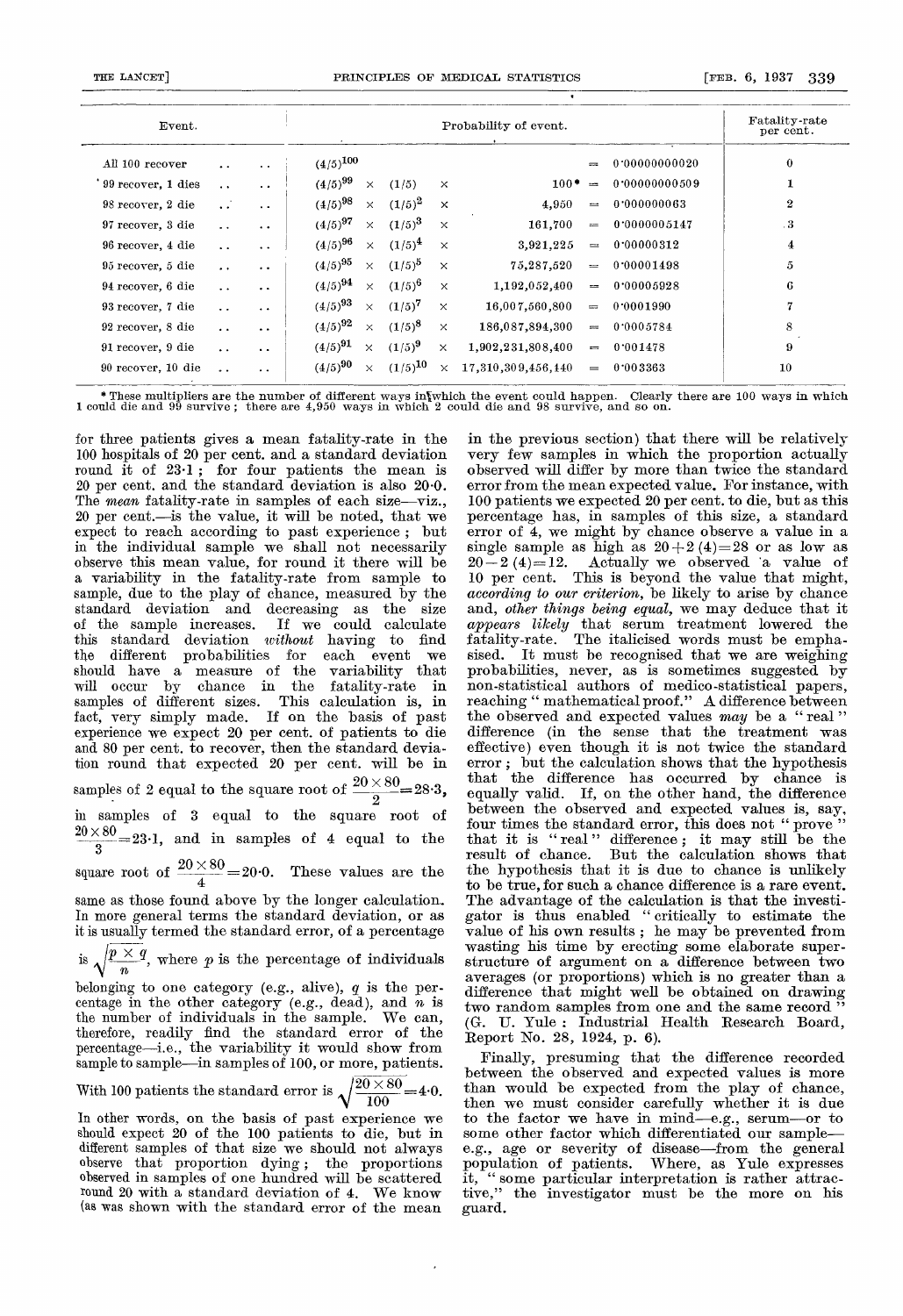| Event. | Probability of event. | Fatality-rate per cent. |
|---|---|---|
| All 100 recover | $(4/5)^{100}$ = 0·00000000020 | 0 |
| 99 recover, 1 dies | $(4/5)^{99} \times (1/5) \times$ 100* = 0·00000000509 | 1 |
| 98 recover, 2 die | $(4/5)^{98} \times (1/5)^2 \times$ 4,950 = 0·000000063 | 2 |
| 97 recover, 3 die | $(4/5)^{97} \times (1/5)^3 \times$ 161,700 = 0·0000005147 | 3 |
| 96 recover, 4 die | $(4/5)^{96} \times (1/5)^4 \times$ 3,921,225 = 0·00000312 | 4 |
| 95 recover, 5 die | $(4/5)^{95} \times (1/5)^5 \times$ 75,287,520 = 0·00001498 | 5 |
| 94 recover, 6 die | $(4/5)^{94} \times (1/5)^6 \times$ 1,192,052,400 = 0·00005928 | 6 |
| 93 recover, 7 die | $(4/5)^{93} \times (1/5)^7 \times$ 16,007,560,800 = 0·0001990 | 7 |
| 92 recover, 8 die | $(4/5)^{92} \times (1/5)^8 \times$ 186,087,894,300 = 0·0005784 | 8 |
| 91 recover, 9 die | $(4/5)^{91} \times (1/5)^9 \times$ 1,902,231,808,400 = 0·001478 | 9 |
| 90 recover, 10 die | $(4/5)^{90} \times (1/5)^{10} \times$ 17,310,309,456,440 = 0·003363 | 10 |

\* These multipliers are the number of different ways in which the event could happen. Clearly there are 100 ways in which 1 could die and 99 survive; there are 4,950 ways in which 2 could die and 98 survive, and so on.

for three patients gives a mean fatality-rate in the 100 hospitals of 20 per cent. and a standard deviation round it of 23·1; for four patients the mean is 20 per cent. and the standard deviation is also 20·0. The *mean* fatality-rate in samples of each size—viz., 20 per cent.—is the value, it will be noted, that we expect to reach according to past experience; but in the individual sample we shall not necessarily observe this mean value, for round it there will be a variability in the fatality-rate from sample to sample, due to the play of chance, measured by the standard deviation and decreasing as the size of the sample increases. If we could calculate this standard deviation *without* having to find the different probabilities for each event we should have a measure of the variability that will occur by chance in the fatality-rate in samples of different sizes. This calculation is, in fact, very simply made. If on the basis of past experience we expect 20 per cent. of patients to die and 80 per cent. to recover, then the standard deviation round that expected 20 per cent. will be in samples of 2 equal to the square root of $\frac{20 \times 80}{2} = 28{\cdot}3$, in samples of 3 equal to the square root of $\frac{20 \times 80}{3} = 23{\cdot}1$, and in samples of 4 equal to the square root of $\frac{20 \times 80}{4} = 20{\cdot}0$. These values are the same as those found above by the longer calculation. In more general terms the standard deviation, or as it is usually termed the standard error, of a percentage is $\sqrt{\frac{p \times q}{n}}$, where $p$ is the percentage of individuals belonging to one category (e.g., alive), $q$ is the percentage in the other category (e.g., dead), and $n$ is the number of individuals in the sample. We can, therefore, readily find the standard error of the percentage—i.e., the variability it would show from sample to sample—in samples of 100, or more, patients. With 100 patients the standard error is $\sqrt{\frac{20 \times 80}{100}} = 4{\cdot}0$. In other words, on the basis of past experience we should expect 20 of the 100 patients to die, but in different samples of that size we should not always observe that proportion dying; the proportions observed in samples of one hundred will be scattered round 20 with a standard deviation of 4. We know (as was shown with the standard error of the mean in the previous section) that there will be relatively very few samples in which the proportion actually observed will differ by more than twice the standard error from the mean expected value. For instance, with 100 patients we expected 20 per cent. to die, but as this percentage has, in samples of this size, a standard error of 4, we might by chance observe a value in a single sample as high as $20 + 2\,(4) = 28$ or as low as $20 - 2\,(4) = 12$. Actually we observed a value of 10 per cent. This is beyond the value that might, *according to our criterion*, be likely to arise by chance and, *other things being equal*, we may deduce that it *appears likely* that serum treatment lowered the fatality-rate. The italicised words must be emphasised. It must be recognised that we are weighing probabilities, never, as is sometimes suggested by non-statistical authors of medico-statistical papers, reaching "mathematical proof." A difference between the observed and expected values *may* be a "real" difference (in the sense that the treatment was effective) even though it is not twice the standard error; but the calculation shows that the hypothesis that the difference has occurred by chance is equally valid. If, on the other hand, the difference between the observed and expected values is, say, four times the standard error, this does not "prove" that it is "real" difference; it may still be the result of chance. But the calculation shows that the hypothesis that it is due to chance is unlikely to be true, for such a chance difference is a rare event. The advantage of the calculation is that the investigator is thus enabled "critically to estimate the value of his own results; he may be prevented from wasting his time by erecting some elaborate superstructure of argument on a difference between two averages (or proportions) which is no greater than a difference that might well be obtained on drawing two random samples from one and the same record" (G. U. Yule: Industrial Health Research Board, Report No. 28, 1924, p. 6).

Finally, presuming that the difference recorded between the observed and expected values is more than would be expected from the play of chance, then we must consider carefully whether it is due to the factor we have in mind—e.g., serum—or to some other factor which differentiated our sample—e.g., age or severity of disease—from the general population of patients. Where, as Yule expresses it, "some particular interpretation is rather attractive," the investigator must be the more on his guard.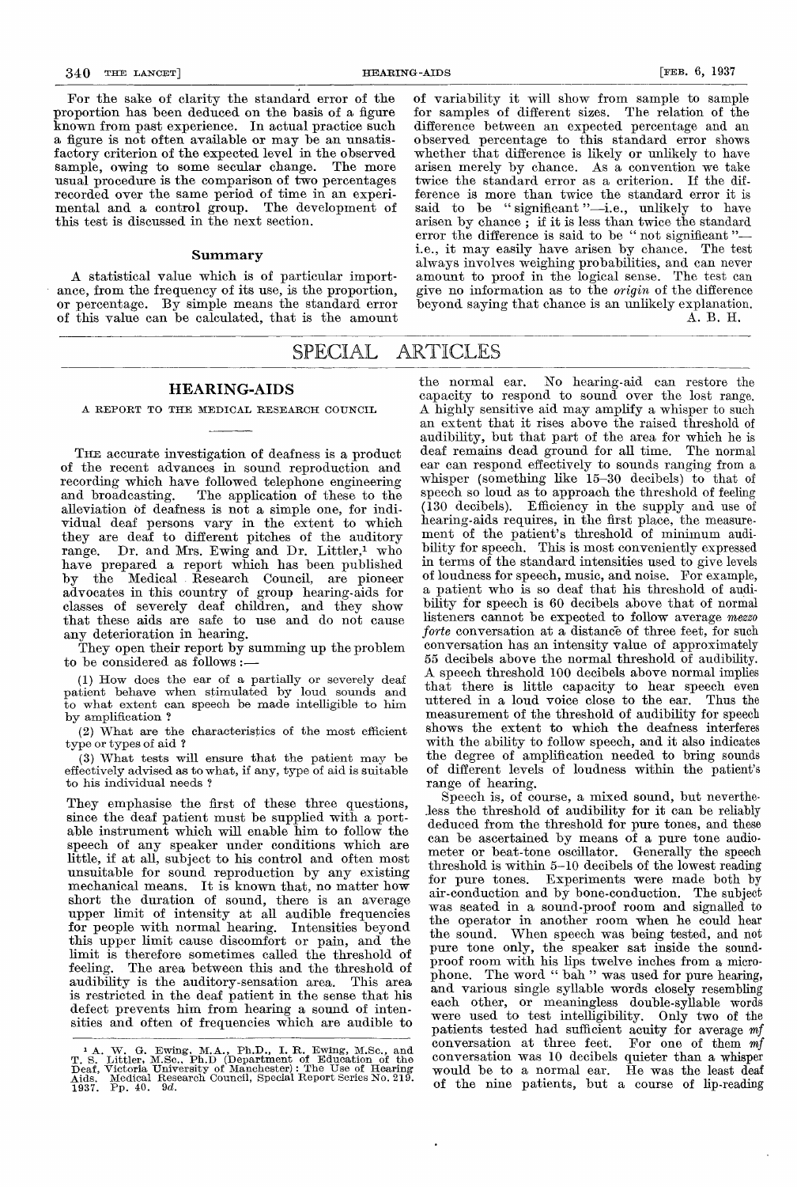For the sake of clarity the standard error of the proportion has been deduced on the basis of a figure known from past experience. In actual practice such a figure is not often available or may be an unsatisfactory criterion of the expected level in the observed sample, owing to some secular change. The more usual procedure is the comparison of two percentages recorded over the same period of time in an experimental and a control group. The development of this test is discussed in the next section.

### Summary

A statistical value which is of particular importance, from the frequency of its use, is the proportion, or percentage. By simple means the standard error of this value can be calculated, that is the amount of variability it will show from sample to sample for samples of different sizes. The relation of the difference between an expected percentage and an observed percentage to this standard error shows whether that difference is likely or unlikely to have arisen merely by chance. As a convention we take twice the standard error as a criterion. If the difference is more than twice the standard error it is said to be "significant"—i.e., unlikely to have arisen by chance; if it is less than twice the standard error the difference is said to be "not significant"—i.e., it may easily have arisen by chance. The test always involves weighing probabilities, and can never amount to proof in the logical sense. The test can give no information as to the *origin* of the difference beyond saying that chance is an unlikely explanation.

A. B. H.

# SPECIAL ARTICLES

## HEARING-AIDS

A REPORT TO THE MEDICAL RESEARCH COUNCIL

The accurate investigation of deafness is a product of the recent advances in sound reproduction and recording which have followed telephone engineering and broadcasting. The application of these to the alleviation of deafness is not a simple one, for individual deaf persons vary in the extent to which they are deaf to different pitches of the auditory range. Dr. and Mrs. Ewing and Dr. Littler,[1] who have prepared a report which has been published by the Medical Research Council, are pioneer advocates in this country of group hearing-aids for classes of severely deaf children, and they show that these aids are safe to use and do not cause any deterioration in hearing.

They open their report by summing up the problem to be considered as follows:—

(1) How does the ear of a partially or severely deaf patient behave when stimulated by loud sounds and to what extent can speech be made intelligible to him by amplification?

(2) What are the characteristics of the most efficient type or types of aid?

(3) What tests will ensure that the patient may be effectively advised as to what, if any, type of aid is suitable to his individual needs?

They emphasise the first of these three questions, since the deaf patient must be supplied with a portable instrument which will enable him to follow the speech of any speaker under conditions which are little, if at all, subject to his control and often most unsuitable for sound reproduction by any existing mechanical means. It is known that, no matter how short the duration of sound, there is an average upper limit of intensity at all audible frequencies for people with normal hearing. Intensities beyond this upper limit cause discomfort or pain, and the limit is therefore sometimes called the threshold of feeling. The area between this and the threshold of audibility is the auditory-sensation area. This area is restricted in the deaf patient in the sense that his defect prevents him from hearing a sound of intensities and often of frequencies which are audible to the normal ear. No hearing-aid can restore the capacity to respond to sound over the lost range. A highly sensitive aid may amplify a whisper to such an extent that it rises above the raised threshold of audibility, but that part of the area for which he is deaf remains dead ground for all time. The normal ear can respond effectively to sounds ranging from a whisper (something like 15–30 decibels) to that of speech so loud as to approach the threshold of feeling (130 decibels). Efficiency in the supply and use of hearing-aids requires, in the first place, the measurement of the patient's threshold of minimum audibility for speech. This is most conveniently expressed in terms of the standard intensities used to give levels of loudness for speech, music, and noise. For example, a patient who is so deaf that his threshold of audibility for speech is 60 decibels above that of normal listeners cannot be expected to follow average *mezzo forte* conversation at a distance of three feet, for such conversation has an intensity value of approximately 55 decibels above the normal threshold of audibility. A speech threshold 100 decibels above normal implies that there is little capacity to hear speech even uttered in a loud voice close to the ear. Thus the measurement of the threshold of audibility for speech shows the extent to which the deafness interferes with the ability to follow speech, and it also indicates the degree of amplification needed to bring sounds of different levels of loudness within the patient's range of hearing.

Speech is, of course, a mixed sound, but nevertheless the threshold of audibility for it can be reliably deduced from the threshold for pure tones, and these can be ascertained by means of a pure tone audiometer or beat-tone oscillator. Generally the speech threshold is within 5–10 decibels of the lowest reading for pure tones. Experiments were made both by air-conduction and by bone-conduction. The subject was seated in a sound-proof room and signalled to the operator in another room when he could hear the sound. When speech was being tested, and not pure tone only, the speaker sat inside the sound-proof room with his lips twelve inches from a microphone. The word "bah" was used for pure hearing, and various single syllable words closely resembling each other, or meaningless double-syllable words were used to test intelligibility. Only two of the patients tested had sufficient acuity for average *mf* conversation at three feet. For one of them *mf* conversation was 10 decibels quieter than a whisper would be to a normal ear. He was the least deaf of the nine patients, but a course of lip-reading

[1] A. W. G. Ewing, M.A., Ph.D., I. R. Ewing, M.Sc., and T. S. Littler, M.Sc., Ph.D (Department of Education of the Deaf, Victoria University of Manchester): The Use of Hearing Aids. Medical Research Council, Special Report Series No. 219. 1937. Pp. 40. 9*d*.